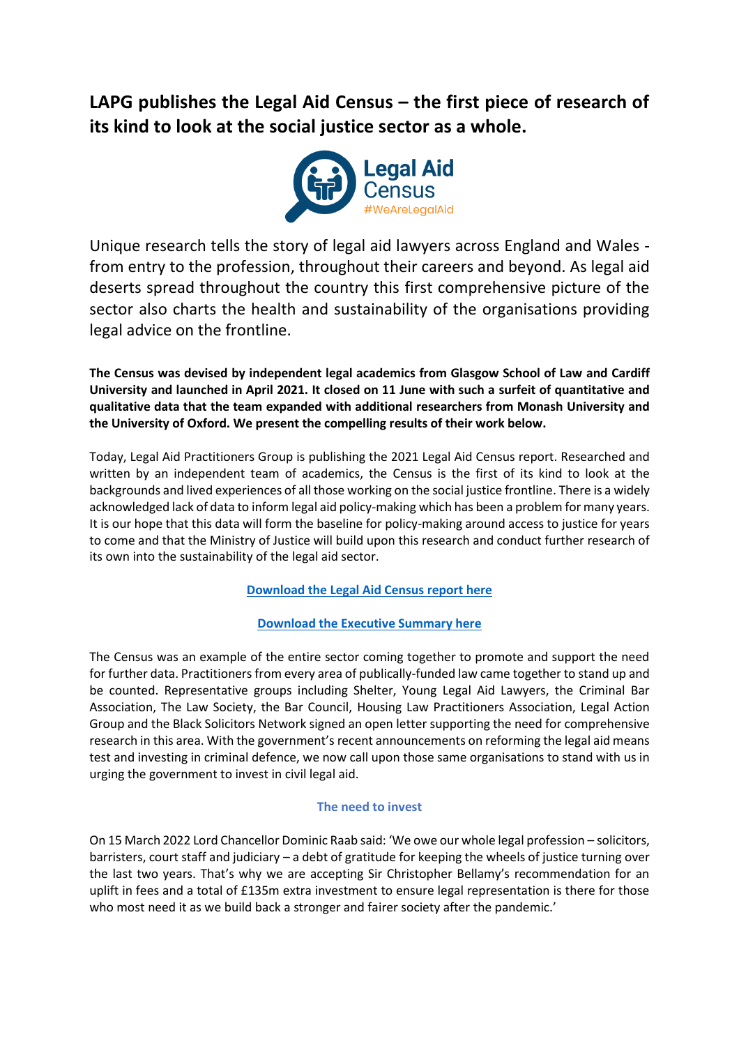# LAPG publishes the Legal Aid Census – the first piece of research of its kind to look at the social justice sector as a whole.

Unique research tells the story of legal aid lawyers across England and Wales - from entry to the profession, throughout their careers and beyond. As legal aid deserts spread throughout the country this first comprehensive picture of the sector also charts the health and sustainability of the organisations providing legal advice on the frontline.

**The Census was devised by independent legal academics from Glasgow School of Law and Cardiff University and launched in April 2021. It closed on 11 June with such a surfeit of quantitative and qualitative data that the team expanded with additional researchers from Monash University and the University of Oxford. We present the compelling results of their work below.**

Today, Legal Aid Practitioners Group is publishing the 2021 Legal Aid Census report. Researched and written by an independent team of academics, the Census is the first of its kind to look at the backgrounds and lived experiences of all those working on the social justice frontline. There is a widely acknowledged lack of data to inform legal aid policy-making which has been a problem for many years. It is our hope that this data will form the baseline for policy-making around access to justice for years to come and that the Ministry of Justice will build upon this research and conduct further research of its own into the sustainability of the legal aid sector.

**Download the Legal Aid Census report here**

**Download the Executive Summary here**

The Census was an example of the entire sector coming together to promote and support the need for further data. Practitioners from every area of publically-funded law came together to stand up and be counted. Representative groups including Shelter, Young Legal Aid Lawyers, the Criminal Bar Association, The Law Society, the Bar Council, Housing Law Practitioners Association, Legal Action Group and the Black Solicitors Network signed an open letter supporting the need for comprehensive research in this area. With the government's recent announcements on reforming the legal aid means test and investing in criminal defence, we now call upon those same organisations to stand with us in urging the government to invest in civil legal aid.

### The need to invest

On 15 March 2022 Lord Chancellor Dominic Raab said: 'We owe our whole legal profession – solicitors, barristers, court staff and judiciary – a debt of gratitude for keeping the wheels of justice turning over the last two years. That's why we are accepting Sir Christopher Bellamy's recommendation for an uplift in fees and a total of £135m extra investment to ensure legal representation is there for those who most need it as we build back a stronger and fairer society after the pandemic.'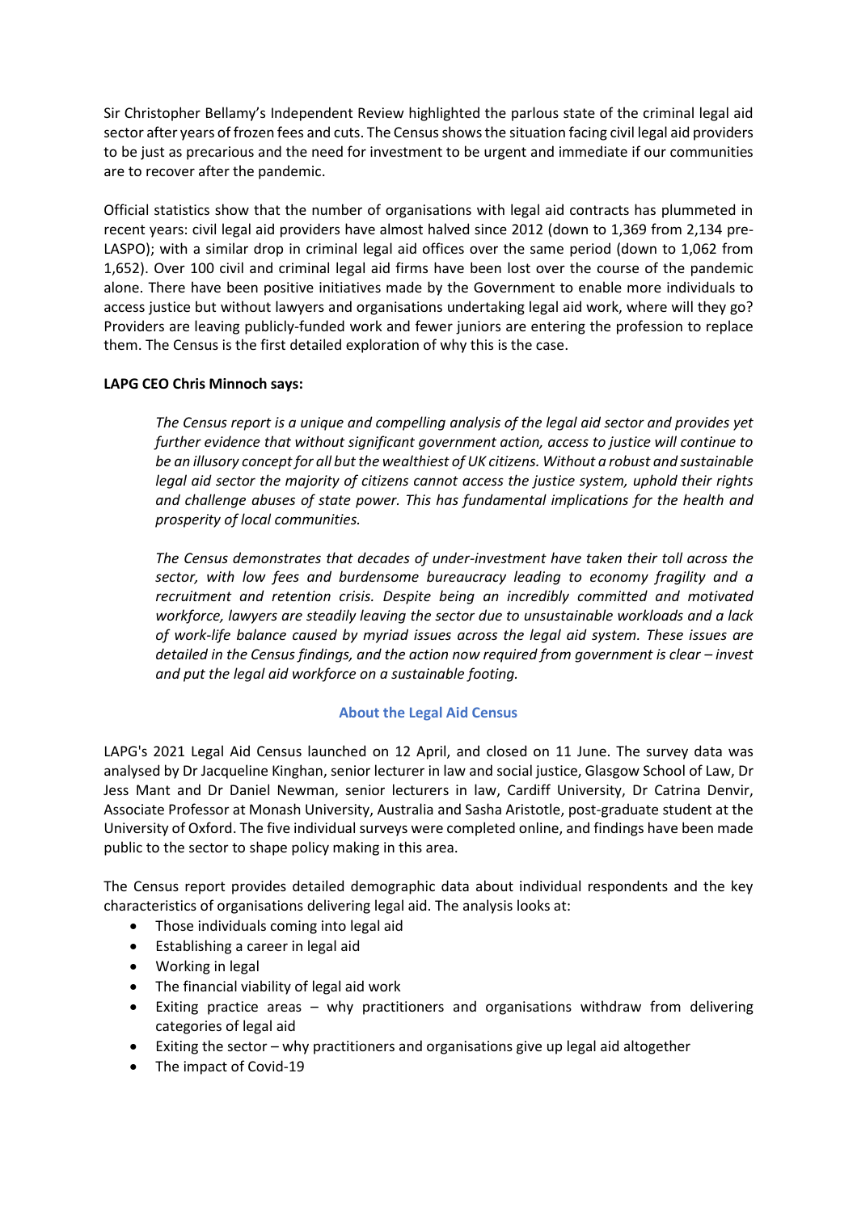Sir Christopher Bellamy's Independent Review highlighted the parlous state of the criminal legal aid sector after years of frozen fees and cuts. The Census shows the situation facing civil legal aid providers to be just as precarious and the need for investment to be urgent and immediate if our communities are to recover after the pandemic.

Official statistics show that the number of organisations with legal aid contracts has plummeted in recent years: civil legal aid providers have almost halved since 2012 (down to 1,369 from 2,134 pre-LASPO); with a similar drop in criminal legal aid offices over the same period (down to 1,062 from 1,652). Over 100 civil and criminal legal aid firms have been lost over the course of the pandemic alone. There have been positive initiatives made by the Government to enable more individuals to access justice but without lawyers and organisations undertaking legal aid work, where will they go? Providers are leaving publicly-funded work and fewer juniors are entering the profession to replace them. The Census is the first detailed exploration of why this is the case.

**LAPG CEO Chris Minnoch says:**

> *The Census report is a unique and compelling analysis of the legal aid sector and provides yet further evidence that without significant government action, access to justice will continue to be an illusory concept for all but the wealthiest of UK citizens. Without a robust and sustainable legal aid sector the majority of citizens cannot access the justice system, uphold their rights and challenge abuses of state power. This has fundamental implications for the health and prosperity of local communities.*
>
> *The Census demonstrates that decades of under-investment have taken their toll across the sector, with low fees and burdensome bureaucracy leading to economy fragility and a recruitment and retention crisis. Despite being an incredibly committed and motivated workforce, lawyers are steadily leaving the sector due to unsustainable workloads and a lack of work-life balance caused by myriad issues across the legal aid system. These issues are detailed in the Census findings, and the action now required from government is clear – invest and put the legal aid workforce on a sustainable footing.*

## About the Legal Aid Census

LAPG's 2021 Legal Aid Census launched on 12 April, and closed on 11 June. The survey data was analysed by Dr Jacqueline Kinghan, senior lecturer in law and social justice, Glasgow School of Law, Dr Jess Mant and Dr Daniel Newman, senior lecturers in law, Cardiff University, Dr Catrina Denvir, Associate Professor at Monash University, Australia and Sasha Aristotle, post-graduate student at the University of Oxford. The five individual surveys were completed online, and findings have been made public to the sector to shape policy making in this area.

The Census report provides detailed demographic data about individual respondents and the key characteristics of organisations delivering legal aid. The analysis looks at:

- Those individuals coming into legal aid
- Establishing a career in legal aid
- Working in legal
- The financial viability of legal aid work
- Exiting practice areas – why practitioners and organisations withdraw from delivering categories of legal aid
- Exiting the sector – why practitioners and organisations give up legal aid altogether
- The impact of Covid-19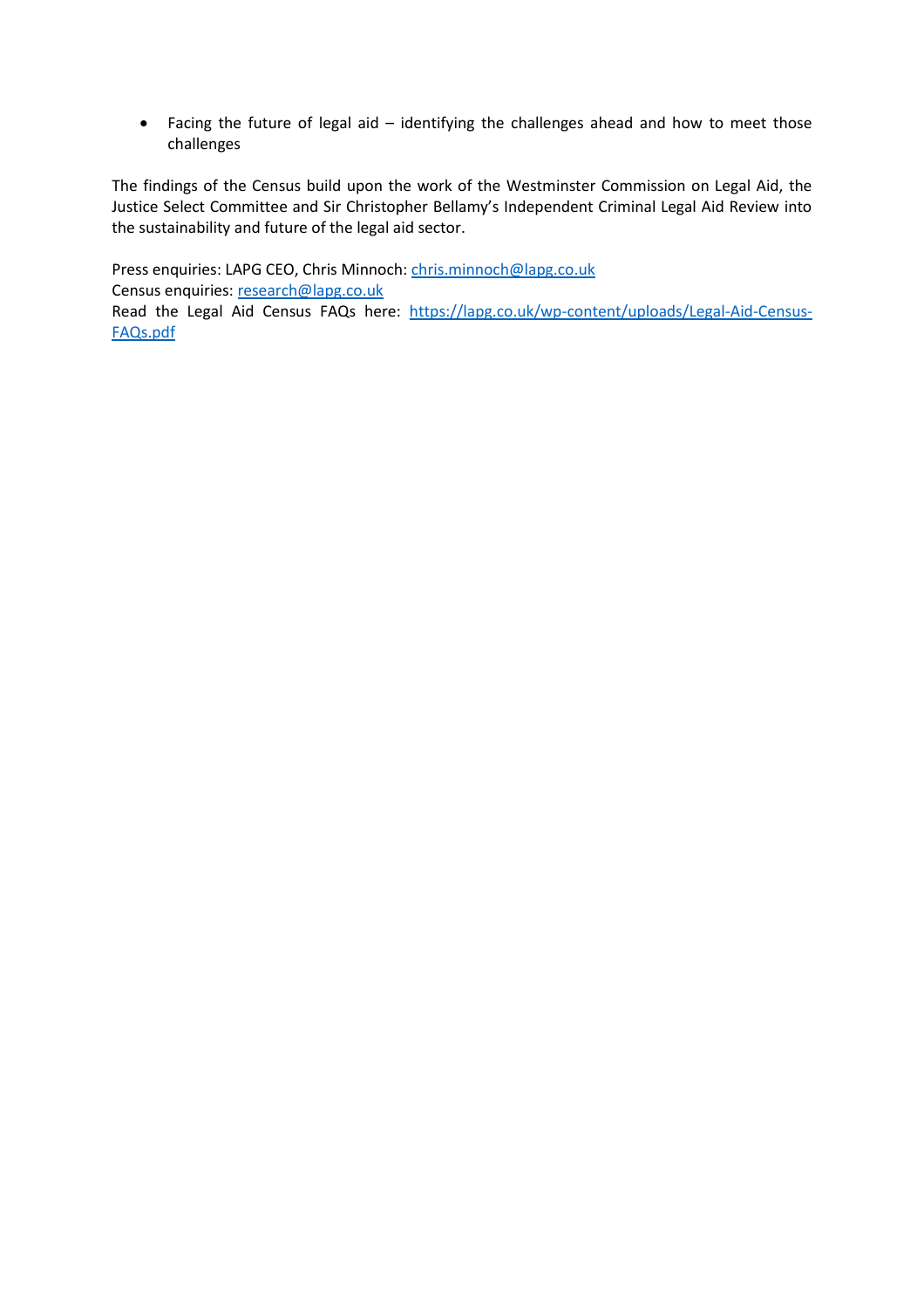- Facing the future of legal aid – identifying the challenges ahead and how to meet those challenges

The findings of the Census build upon the work of the Westminster Commission on Legal Aid, the Justice Select Committee and Sir Christopher Bellamy's Independent Criminal Legal Aid Review into the sustainability and future of the legal aid sector.

Press enquiries: LAPG CEO, Chris Minnoch: chris.minnoch@lapg.co.uk
Census enquiries: research@lapg.co.uk
Read the Legal Aid Census FAQs here: https://lapg.co.uk/wp-content/uploads/Legal-Aid-Census-FAQs.pdf